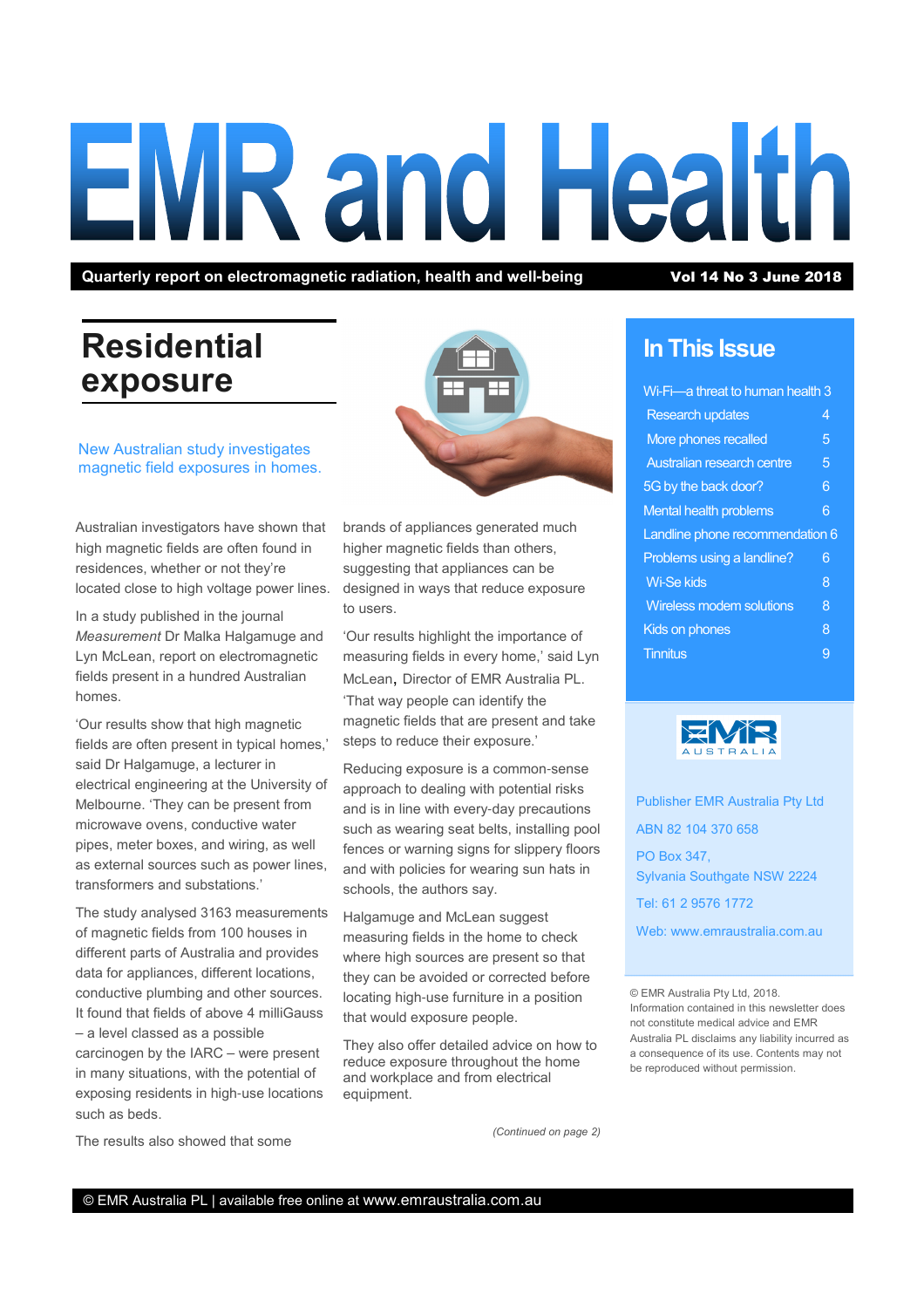# EMR and Health

**Quarterly report on electromagnetic radiation, health and well-being** **Vol 14 No 3 June 2018**

## Residential exposure

New Australian study investigates magnetic field exposures in homes.

Australian investigators have shown that high magnetic fields are often found in residences, whether or not they're located close to high voltage power lines.

In a study published in the journal *Measurement* Dr Malka Halgamuge and Lyn McLean, report on electromagnetic fields present in a hundred Australian homes.

'Our results show that high magnetic fields are often present in typical homes,' said Dr Halgamuge, a lecturer in electrical engineering at the University of Melbourne. 'They can be present from microwave ovens, conductive water pipes, meter boxes, and wiring, as well as external sources such as power lines, transformers and substations.'

The study analysed 3163 measurements of magnetic fields from 100 houses in different parts of Australia and provides data for appliances, different locations, conductive plumbing and other sources. It found that fields of above 4 milliGauss – a level classed as a possible carcinogen by the IARC – were present in many situations, with the potential of exposing residents in high-use locations such as beds.

The results also showed that some brands of appliances generated much higher magnetic fields than others, suggesting that appliances can be designed in ways that reduce exposure to users.

'Our results highlight the importance of measuring fields in every home,' said Lyn McLean, Director of EMR Australia PL. 'That way people can identify the magnetic fields that are present and take steps to reduce their exposure.'

Reducing exposure is a common-sense approach to dealing with potential risks and is in line with every-day precautions such as wearing seat belts, installing pool fences or warning signs for slippery floors and with policies for wearing sun hats in schools, the authors say.

Halgamuge and McLean suggest measuring fields in the home to check where high sources are present so that they can be avoided or corrected before locating high-use furniture in a position that would exposure people.

They also offer detailed advice on how to reduce exposure throughout the home and workplace and from electrical equipment.

*(Continued on page 2)*

## In This Issue

- Wi-Fi—a threat to human health 3
- Research updates 4
- More phones recalled 5
- Australian research centre 5
- 5G by the back door? 6
- Mental health problems 6
- Landline phone recommendation 6
- Problems using a landline? 6
- Wi-Se kids 8
- Wireless modem solutions 8
- Kids on phones 8
- Tinnitus 9

EMR AUSTRALIA

Publisher EMR Australia Pty Ltd

ABN 82 104 370 658

PO Box 347,
Sylvania Southgate NSW 2224

Tel: 61 2 9576 1772

Web: www.emraustralia.com.au

© EMR Australia Pty Ltd, 2018. Information contained in this newsletter does not constitute medical advice and EMR Australia PL disclaims any liability incurred as a consequence of its use. Contents may not be reproduced without permission.

© EMR Australia PL | available free online at www.emraustralia.com.au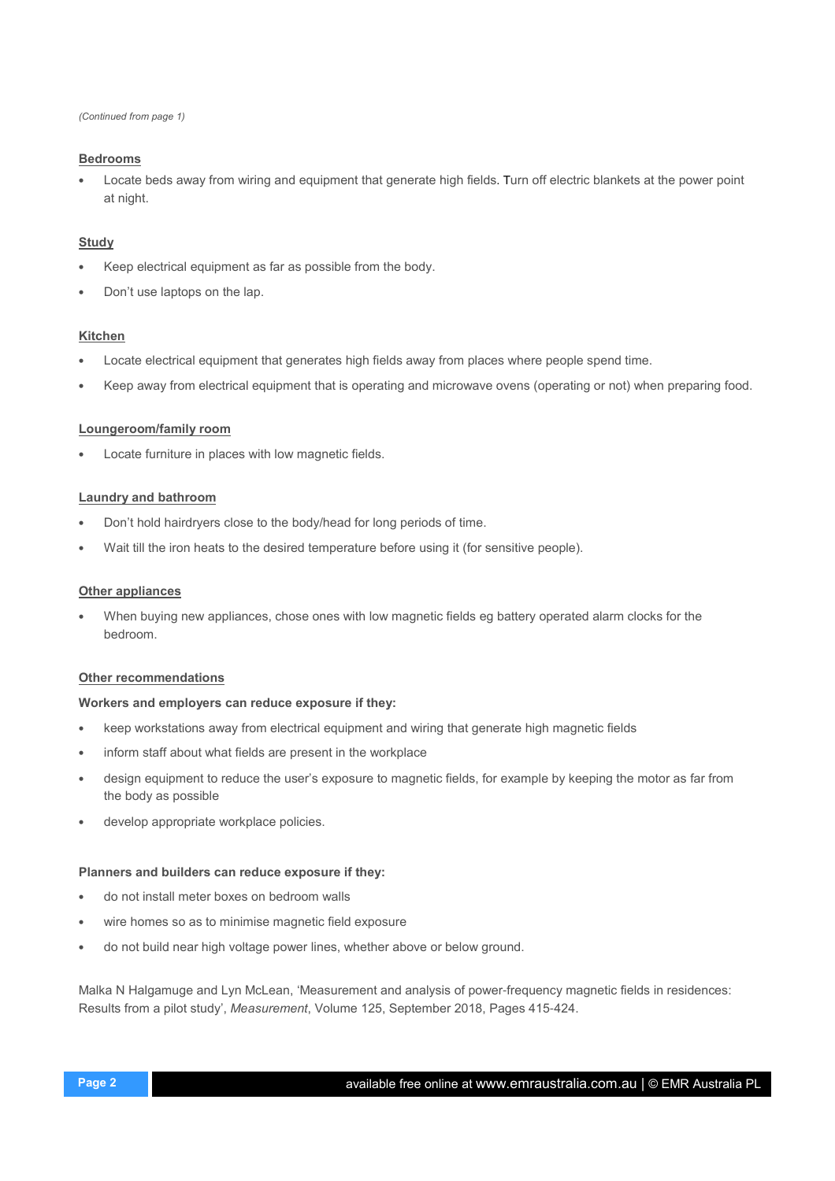*(Continued from page 1)*

### Bedrooms

- Locate beds away from wiring and equipment that generate high fields. Turn off electric blankets at the power point at night.

### Study

- Keep electrical equipment as far as possible from the body.
- Don't use laptops on the lap.

### Kitchen

- Locate electrical equipment that generates high fields away from places where people spend time.
- Keep away from electrical equipment that is operating and microwave ovens (operating or not) when preparing food.

### Loungeroom/family room

- Locate furniture in places with low magnetic fields.

### Laundry and bathroom

- Don't hold hairdryers close to the body/head for long periods of time.
- Wait till the iron heats to the desired temperature before using it (for sensitive people).

### Other appliances

- When buying new appliances, chose ones with low magnetic fields eg battery operated alarm clocks for the bedroom.

### Other recommendations

**Workers and employers can reduce exposure if they:**

- keep workstations away from electrical equipment and wiring that generate high magnetic fields
- inform staff about what fields are present in the workplace
- design equipment to reduce the user's exposure to magnetic fields, for example by keeping the motor as far from the body as possible
- develop appropriate workplace policies.

**Planners and builders can reduce exposure if they:**

- do not install meter boxes on bedroom walls
- wire homes so as to minimise magnetic field exposure
- do not build near high voltage power lines, whether above or below ground.

Malka N Halgamuge and Lyn McLean, 'Measurement and analysis of power-frequency magnetic fields in residences: Results from a pilot study', *Measurement*, Volume 125, September 2018, Pages 415-424.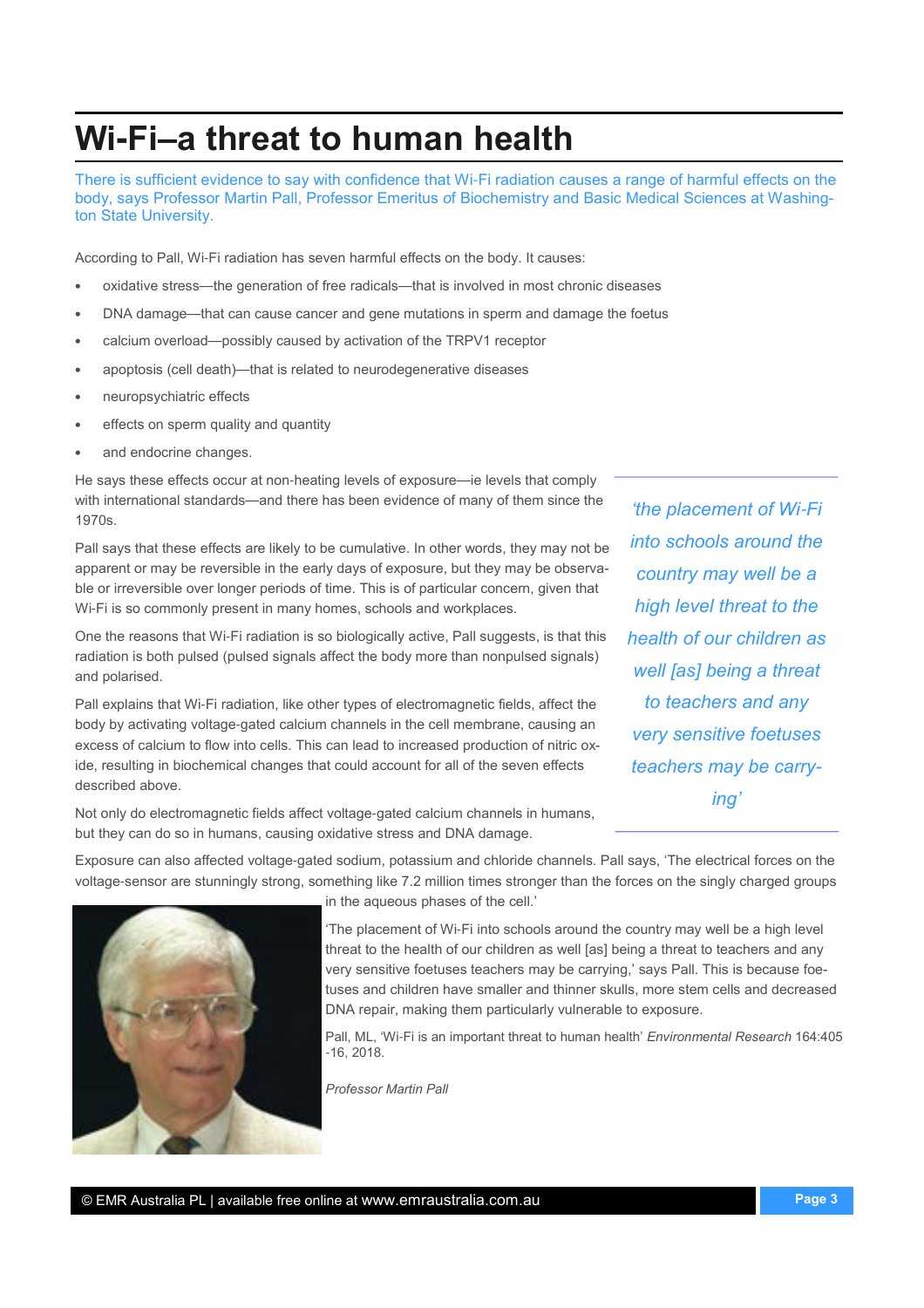# Wi-Fi–a threat to human health

There is sufficient evidence to say with confidence that Wi-Fi radiation causes a range of harmful effects on the body, says Professor Martin Pall, Professor Emeritus of Biochemistry and Basic Medical Sciences at Washington State University.

According to Pall, Wi-Fi radiation has seven harmful effects on the body. It causes:

- oxidative stress—the generation of free radicals—that is involved in most chronic diseases
- DNA damage—that can cause cancer and gene mutations in sperm and damage the foetus
- calcium overload—possibly caused by activation of the TRPV1 receptor
- apoptosis (cell death)—that is related to neurodegenerative diseases
- neuropsychiatric effects
- effects on sperm quality and quantity
- and endocrine changes.

He says these effects occur at non-heating levels of exposure—ie levels that comply with international standards—and there has been evidence of many of them since the 1970s.

Pall says that these effects are likely to be cumulative. In other words, they may not be apparent or may be reversible in the early days of exposure, but they may be observable or irreversible over longer periods of time. This is of particular concern, given that Wi-Fi is so commonly present in many homes, schools and workplaces.

One the reasons that Wi-Fi radiation is so biologically active, Pall suggests, is that this radiation is both pulsed (pulsed signals affect the body more than nonpulsed signals) and polarised.

Pall explains that Wi-Fi radiation, like other types of electromagnetic fields, affect the body by activating voltage-gated calcium channels in the cell membrane, causing an excess of calcium to flow into cells. This can lead to increased production of nitric oxide, resulting in biochemical changes that could account for all of the seven effects described above.

Not only do electromagnetic fields affect voltage-gated calcium channels in humans, but they can do so in humans, causing oxidative stress and DNA damage.

> *'the placement of Wi-Fi into schools around the country may well be a high level threat to the health of our children as well [as] being a threat to teachers and any very sensitive foetuses teachers may be carrying'*

Exposure can also affected voltage-gated sodium, potassium and chloride channels. Pall says, 'The electrical forces on the voltage-sensor are stunningly strong, something like 7.2 million times stronger than the forces on the singly charged groups in the aqueous phases of the cell.'

'The placement of Wi-Fi into schools around the country may well be a high level threat to the health of our children as well [as] being a threat to teachers and any very sensitive foetuses teachers may be carrying,' says Pall. This is because foetuses and children have smaller and thinner skulls, more stem cells and decreased DNA repair, making them particularly vulnerable to exposure.

Pall, ML, 'Wi-Fi is an important threat to human health' *Environmental Research* 164:405-16, 2018.

*Professor Martin Pall*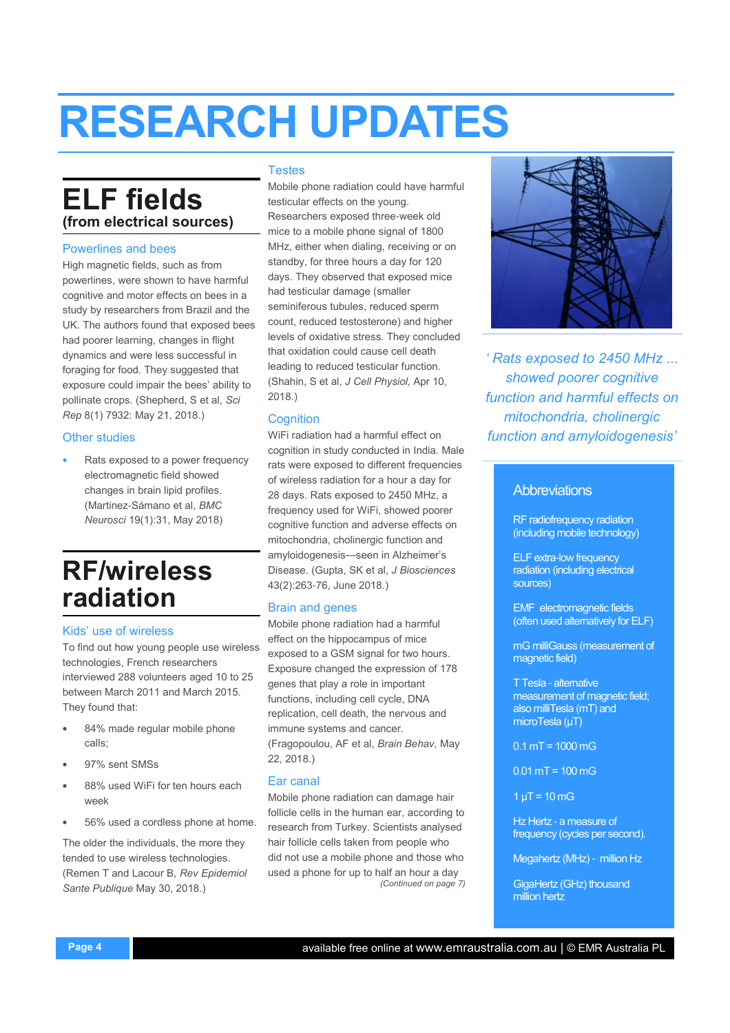# RESEARCH UPDATES

## ELF fields

### (from electrical sources)

#### Powerlines and bees

High magnetic fields, such as from powerlines, were shown to have harmful cognitive and motor effects on bees in a study by researchers from Brazil and the UK. The authors found that exposed bees had poorer learning, changes in flight dynamics and were less successful in foraging for food. They suggested that exposure could impair the bees' ability to pollinate crops. (Shepherd, S et al, *Sci Rep* 8(1) 7932: May 21, 2018.)

#### Other studies

- Rats exposed to a power frequency electromagnetic field showed changes in brain lipid profiles. (Martinez-Sámano et al, *BMC Neurosci* 19(1):31, May 2018)

## RF/wireless radiation

#### Kids' use of wireless

To find out how young people use wireless technologies, French researchers interviewed 288 volunteers aged 10 to 25 between March 2011 and March 2015. They found that:

- 84% made regular mobile phone calls;
- 97% sent SMSs
- 88% used WiFi for ten hours each week
- 56% used a cordless phone at home.

The older the individuals, the more they tended to use wireless technologies. (Remen T and Lacour B, *Rev Epidemiol Sante Publique* May 30, 2018.)

#### Testes

Mobile phone radiation could have harmful testicular effects on the young. Researchers exposed three-week old mice to a mobile phone signal of 1800 MHz, either when dialing, receiving or on standby, for three hours a day for 120 days. They observed that exposed mice had testicular damage (smaller seminiferous tubules, reduced sperm count, reduced testosterone) and higher levels of oxidative stress. They concluded that oxidation could cause cell death leading to reduced testicular function. (Shahin, S et al, *J Cell Physiol,* Apr 10, 2018.)

#### Cognition

WiFi radiation had a harmful effect on cognition in study conducted in India. Male rats were exposed to different frequencies of wireless radiation for a hour a day for 28 days. Rats exposed to 2450 MHz, a frequency used for WiFi, showed poorer cognitive function and adverse effects on mitochondria, cholinergic function and amyloidogenesis—seen in Alzheimer's Disease. (Gupta, SK et al, *J Biosciences* 43(2):263-76, June 2018.)

#### Brain and genes

Mobile phone radiation had a harmful effect on the hippocampus of mice exposed to a GSM signal for two hours. Exposure changed the expression of 178 genes that play a role in important functions, including cell cycle, DNA replication, cell death, the nervous and immune systems and cancer. (Fragopoulou, AF et al, *Brain Behav,* May 22, 2018.)

#### Ear canal

Mobile phone radiation can damage hair follicle cells in the human ear, according to research from Turkey. Scientists analysed hair follicle cells taken from people who did not use a mobile phone and those who used a phone for up to half an hour a day

*(Continued on page 7)*

*' Rats exposed to 2450 MHz ... showed poorer cognitive function and harmful effects on mitochondria, cholingergic function and amyloidogenesis'*

### Abbreviations

RF radiofrequency radiation (including mobile technology)

ELF extra-low frequency radiation (including electrical sources)

EMF electromagnetic fields (often used alternatively for ELF)

mG milliGauss (measurement of magnetic field)

T Tesla - alternative measurement of magnetic field; also milliTesla (mT) and microTesla (µT)

0.1 mT = 1000 mG

0.01 mT = 100 mG

1 µT = 10 mG

Hz Hertz - a measure of frequency (cycles per second).

Megahertz (MHz) - million Hz

GigaHertz (GHz) thousand million hertz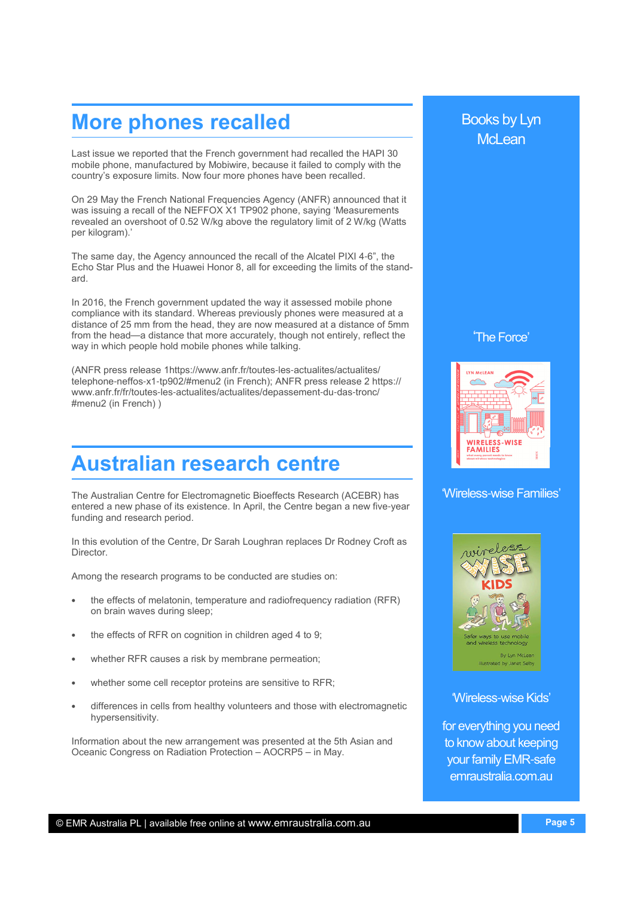## More phones recalled

Last issue we reported that the French government had recalled the HAPI 30 mobile phone, manufactured by Mobiwire, because it failed to comply with the country's exposure limits. Now four more phones have been recalled.

On 29 May the French National Frequencies Agency (ANFR) announced that it was issuing a recall of the NEFFOX X1 TP902 phone, saying 'Measurements revealed an overshoot of 0.52 W/kg above the regulatory limit of 2 W/kg (Watts per kilogram).'

The same day, the Agency announced the recall of the Alcatel PIXI 4-6", the Echo Star Plus and the Huawei Honor 8, all for exceeding the limits of the standard.

In 2016, the French government updated the way it assessed mobile phone compliance with its standard. Whereas previously phones were measured at a distance of 25 mm from the head, they are now measured at a distance of 5mm from the head—a distance that more accurately, though not entirely, reflect the way in which people hold mobile phones while talking.

(ANFR press release 1https://www.anfr.fr/toutes-les-actualites/actualites/telephone-neffos-x1-tp902/#menu2 (in French); ANFR press release 2 https://www.anfr.fr/fr/toutes-les-actualites/actualites/depassement-du-das-tronc/#menu2 (in French) )

## Australian research centre

The Australian Centre for Electromagnetic Bioeffects Research (ACEBR) has entered a new phase of its existence. In April, the Centre began a new five-year funding and research period.

In this evolution of the Centre, Dr Sarah Loughran replaces Dr Rodney Croft as Director.

Among the research programs to be conducted are studies on:

- the effects of melatonin, temperature and radiofrequency radiation (RFR) on brain waves during sleep;
- the effects of RFR on cognition in children aged 4 to 9;
- whether RFR causes a risk by membrane permeation;
- whether some cell receptor proteins are sensitive to RFR;
- differences in cells from healthy volunteers and those with electromagnetic hypersensitivity.

Information about the new arrangement was presented at the 5th Asian and Oceanic Congress on Radiation Protection – AOCRP5 – in May.

Books by Lyn McLean

'The Force'

'Wireless-wise Families'

'Wireless-wise Kids'

for everything you need to know about keeping your family EMR-safe emraustralia.com.au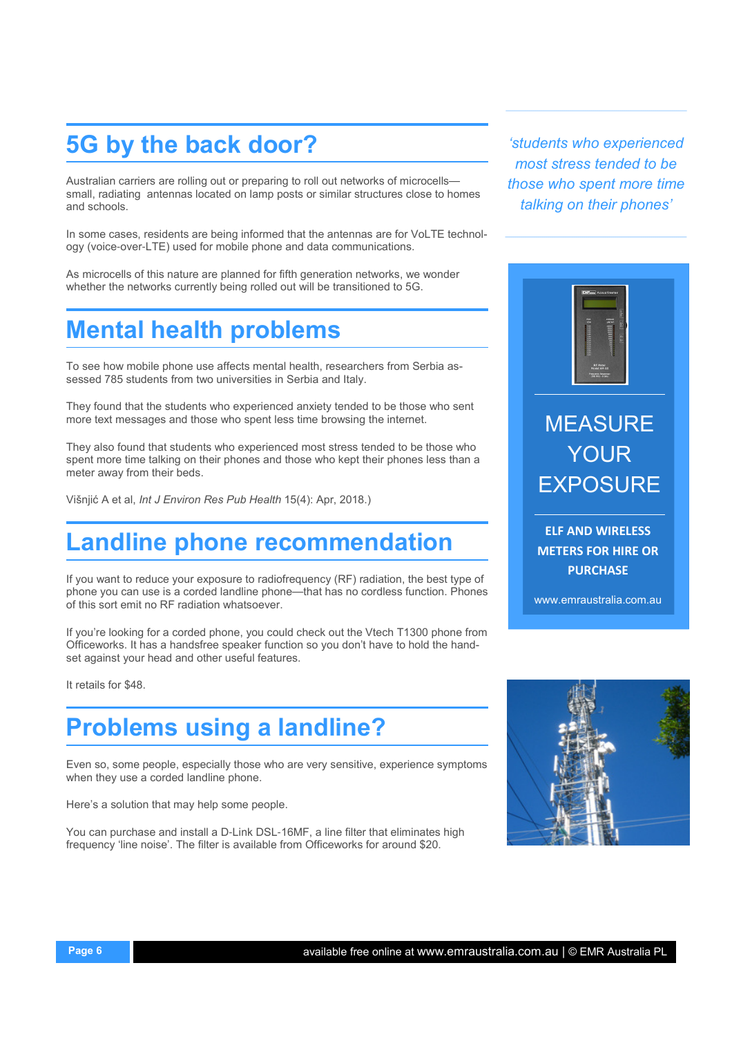## 5G by the back door?

Australian carriers are rolling out or preparing to roll out networks of microcells—small, radiating antennas located on lamp posts or similar structures close to homes and schools.

In some cases, residents are being informed that the antennas are for VoLTE technology (voice-over-LTE) used for mobile phone and data communications.

As microcells of this nature are planned for fifth generation networks, we wonder whether the networks currently being rolled out will be transitioned to 5G.

## Mental health problems

To see how mobile phone use affects mental health, researchers from Serbia assessed 785 students from two universities in Serbia and Italy.

They found that the students who experienced anxiety tended to be those who sent more text messages and those who spent less time browsing the internet.

They also found that students who experienced most stress tended to be those who spent more time talking on their phones and those who kept their phones less than a meter away from their beds.

Višnjić A et al, *Int J Environ Res Pub Health* 15(4): Apr, 2018.)

*'students who experienced most stress tended to be those who spent more time talking on their phones'*

## Landline phone recommendation

If you want to reduce your exposure to radiofrequency (RF) radiation, the best type of phone you can use is a corded landline phone—that has no cordless function. Phones of this sort emit no RF radiation whatsoever.

If you're looking for a corded phone, you could check out the Vtech T1300 phone from Officeworks. It has a handsfree speaker function so you don't have to hold the handset against your head and other useful features.

It retails for $48.

## Problems using a landline?

Even so, some people, especially those who are very sensitive, experience symptoms when they use a corded landline phone.

Here's a solution that may help some people.

You can purchase and install a D-Link DSL-16MF, a line filter that eliminates high frequency 'line noise'. The filter is available from Officeworks for around $20.

MEASURE YOUR EXPOSURE

**ELF AND WIRELESS METERS FOR HIRE OR PURCHASE**

www.emraustralia.com.au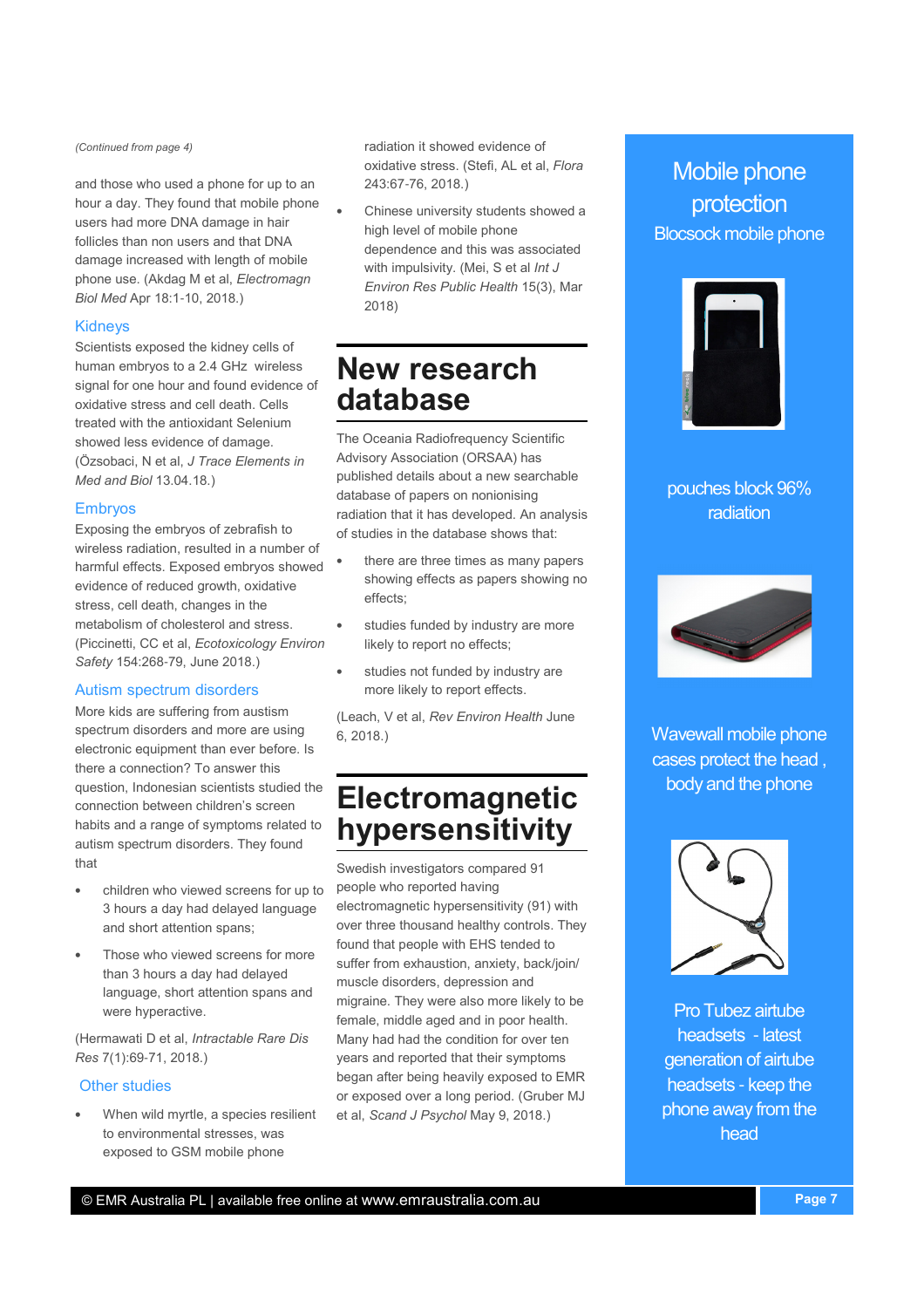*(Continued from page 4)*

and those who used a phone for up to an hour a day. They found that mobile phone users had more DNA damage in hair follicles than non users and that DNA damage increased with length of mobile phone use. (Akdag M et al, *Electromagn Biol Med* Apr 18:1-10, 2018.)

### Kidneys

Scientists exposed the kidney cells of human embryos to a 2.4 GHz wireless signal for one hour and found evidence of oxidative stress and cell death. Cells treated with the antioxidant Selenium showed less evidence of damage. (Özsobaci, N et al, *J Trace Elements in Med and Biol* 13.04.18.)

### Embryos

Exposing the embryos of zebrafish to wireless radiation, resulted in a number of harmful effects. Exposed embryos showed evidence of reduced growth, oxidative stress, cell death, changes in the metabolism of cholesterol and stress. (Piccinetti, CC et al, *Ecotoxicology Environ Safety* 154:268-79, June 2018.)

### Autism spectrum disorders

More kids are suffering from austism spectrum disorders and more are using electronic equipment than ever before. Is there a connection? To answer this question, Indonesian scientists studied the connection between children's screen habits and a range of symptoms related to autism spectrum disorders. They found that

- children who viewed screens for up to 3 hours a day had delayed language and short attention spans;
- Those who viewed screens for more than 3 hours a day had delayed language, short attention spans and were hyperactive.

(Hermawati D et al, *Intractable Rare Dis Res* 7(1):69-71, 2018.)

### Other studies

- When wild myrtle, a species resilient to environmental stresses, was exposed to GSM mobile phone radiation it showed evidence of oxidative stress. (Stefi, AL et al, *Flora* 243:67-76, 2018.)
- Chinese university students showed a high level of mobile phone dependence and this was associated with impulsivity. (Mei, S et al *Int J Environ Res Public Health* 15(3), Mar 2018)

## New research database

The Oceania Radiofrequency Scientific Advisory Association (ORSAA) has published details about a new searchable database of papers on nonionising radiation that it has developed. An analysis of studies in the database shows that:

- there are three times as many papers showing effects as papers showing no effects;
- studies funded by industry are more likely to report no effects;
- studies not funded by industry are more likely to report effects.

(Leach, V et al, *Rev Environ Health* June 6, 2018.)

## Electromagnetic hypersensitivity

Swedish investigators compared 91 people who reported having electromagnetic hypersensitivity (91) with over three thousand healthy controls. They found that people with EHS tended to suffer from exhaustion, anxiety, back/join/muscle disorders, depression and migraine. They were also more likely to be female, middle aged and in poor health. Many had had the condition for over ten years and reported that their symptoms began after being heavily exposed to EMR or exposed over a long period. (Gruber MJ et al, *Scand J Psychol* May 9, 2018.)

## Mobile phone protection

Blocsock mobile phone pouches block 96% radiation

Wavewall mobile phone cases protect the head , body and the phone

Pro Tubez airtube headsets - latest generation of airtube headsets - keep the phone away from the head

© EMR Australia PL | available free online at www.emraustralia.com.au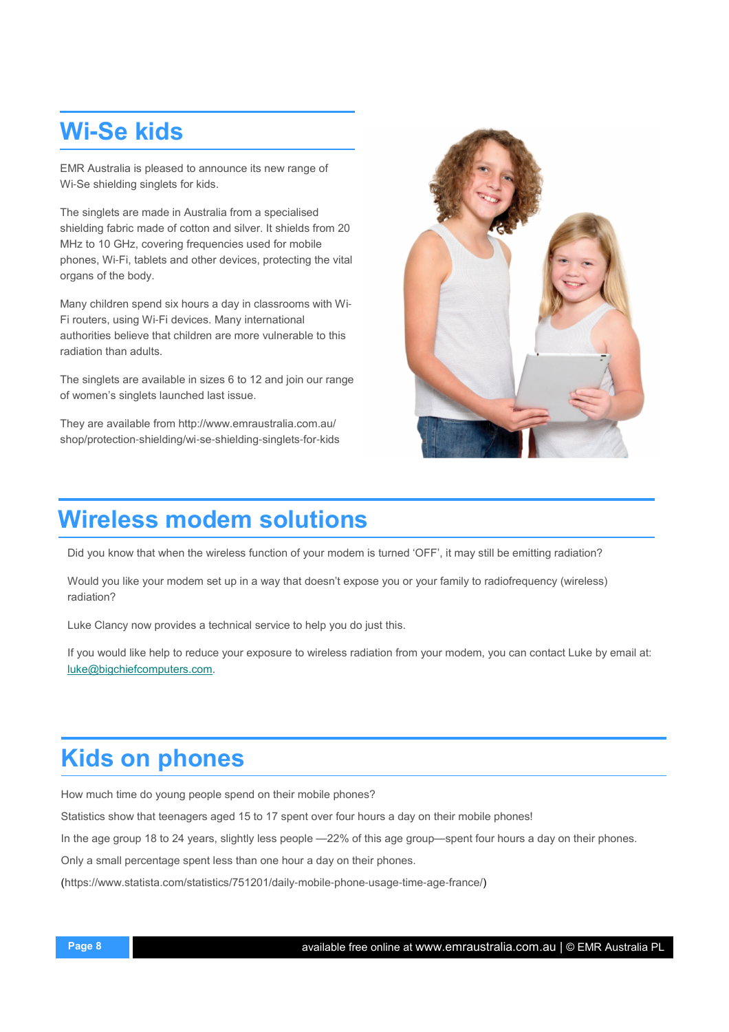## Wi-Se kids

EMR Australia is pleased to announce its new range of Wi-Se shielding singlets for kids.

The singlets are made in Australia from a specialised shielding fabric made of cotton and silver. It shields from 20 MHz to 10 GHz, covering frequencies used for mobile phones, Wi-Fi, tablets and other devices, protecting the vital organs of the body.

Many children spend six hours a day in classrooms with Wi-Fi routers, using Wi-Fi devices. Many international authorities believe that children are more vulnerable to this radiation than adults.

The singlets are available in sizes 6 to 12 and join our range of women's singlets launched last issue.

They are available from http://www.emraustralia.com.au/shop/protection-shielding/wi-se-shielding-singlets-for-kids

## Wireless modem solutions

Did you know that when the wireless function of your modem is turned 'OFF', it may still be emitting radiation?

Would you like your modem set up in a way that doesn't expose you or your family to radiofrequency (wireless) radiation?

Luke Clancy now provides a technical service to help you do just this.

If you would like help to reduce your exposure to wireless radiation from your modem, you can contact Luke by email at: luke@bigchiefcomputers.com.

## Kids on phones

How much time do young people spend on their mobile phones?

Statistics show that teenagers aged 15 to 17 spent over four hours a day on their mobile phones!

In the age group 18 to 24 years, slightly less people —22% of this age group—spent four hours a day on their phones.

Only a small percentage spent less than one hour a day on their phones.

(https://www.statista.com/statistics/751201/daily-mobile-phone-usage-time-age-france/)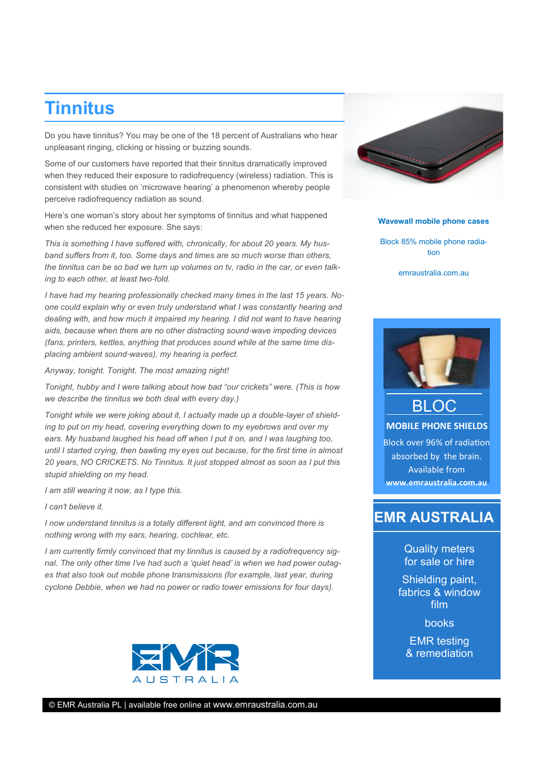# Tinnitus

Do you have tinnitus? You may be one of the 18 percent of Australians who hear unpleasant ringing, clicking or hissing or buzzing sounds.

Some of our customers have reported that their tinnitus dramatically improved when they reduced their exposure to radiofrequency (wireless) radiation. This is consistent with studies on 'microwave hearing' a phenomenon whereby people perceive radiofrequency radiation as sound.

Here's one woman's story about her symptoms of tinnitus and what happened when she reduced her exposure. She says:

*This is something I have suffered with, chronically, for about 20 years. My husband suffers from it, too. Some days and times are so much worse than others, the tinnitus can be so bad we turn up volumes on tv, radio in the car, or even talking to each other, at least two-fold.*

*I have had my hearing professionally checked many times in the last 15 years. Noone could explain why or even truly understand what I was constantly hearing and dealing with, and how much it impaired my hearing. I did not want to have hearing aids, because when there are no other distracting sound-wave impeding devices (fans, printers, kettles, anything that produces sound while at the same time displacing ambient sound-waves), my hearing is perfect.*

*Anyway, tonight. Tonight. The most amazing night!*

*Tonight, hubby and I were talking about how bad "our crickets" were. (This is how we describe the tinnitus we both deal with every day.)*

*Tonight while we were joking about it, I actually made up a double-layer of shielding to put on my head, covering everything down to my eyebrows and over my ears. My husband laughed his head off when I put it on, and I was laughing too, until I started crying, then bawling my eyes out because, for the first time in almost 20 years, NO CRICKETS. No Tinnitus. It just stopped almost as soon as I put this stupid shielding on my head.*

*I am still wearing it now, as I type this.*

*I can't believe it.*

*I now understand tinnitus is a totally different light, and am convinced there is nothing wrong with my ears, hearing, cochlear, etc.*

*I am currently firmly convinced that my tinnitus is caused by a radiofrequency signal. The only other time I've had such a 'quiet head' is when we had power outages that also took out mobile phone transmissions (for example, last year, during cyclone Debbie, when we had no power or radio tower emissions for four days).*

EMR AUSTRALIA

**Wavewall mobile phone cases**

Block 85% mobile phone radiation

emraustralia.com.au

BLOC

**MOBILE PHONE SHIELDS**

Block over 96% of radiation absorbed by the brain. Available from **www.emraustralia.com.au**

## EMR AUSTRALIA

Quality meters for sale or hire

Shielding paint, fabrics & window film

books

EMR testing & remediation

© EMR Australia PL | available free online at www.emraustralia.com.au